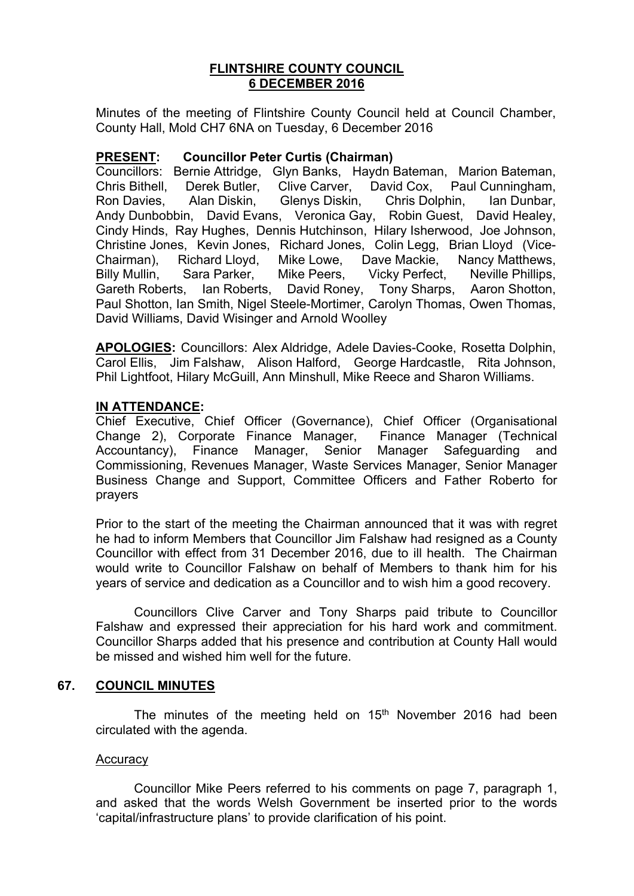# FLINTSHIRE COUNTY COUNCIL
## 6 DECEMBER 2016

Minutes of the meeting of Flintshire County Council held at Council Chamber, County Hall, Mold CH7 6NA on Tuesday, 6 December 2016

**PRESENT: Councillor Peter Curtis (Chairman)**
Councillors: Bernie Attridge, Glyn Banks, Haydn Bateman, Marion Bateman, Chris Bithell, Derek Butler, Clive Carver, David Cox, Paul Cunningham, Ron Davies, Alan Diskin, Glenys Diskin, Chris Dolphin, Ian Dunbar, Andy Dunbobbin, David Evans, Veronica Gay, Robin Guest, David Healey, Cindy Hinds, Ray Hughes, Dennis Hutchinson, Hilary Isherwood, Joe Johnson, Christine Jones, Kevin Jones, Richard Jones, Colin Legg, Brian Lloyd (Vice-Chairman), Richard Lloyd, Mike Lowe, Dave Mackie, Nancy Matthews, Billy Mullin, Sara Parker, Mike Peers, Vicky Perfect, Neville Phillips, Gareth Roberts, Ian Roberts, David Roney, Tony Sharps, Aaron Shotton, Paul Shotton, Ian Smith, Nigel Steele-Mortimer, Carolyn Thomas, Owen Thomas, David Williams, David Wisinger and Arnold Woolley

**APOLOGIES:** Councillors: Alex Aldridge, Adele Davies-Cooke, Rosetta Dolphin, Carol Ellis, Jim Falshaw, Alison Halford, George Hardcastle, Rita Johnson, Phil Lightfoot, Hilary McGuill, Ann Minshull, Mike Reece and Sharon Williams.

**IN ATTENDANCE:**
Chief Executive, Chief Officer (Governance), Chief Officer (Organisational Change 2), Corporate Finance Manager, Finance Manager (Technical Accountancy), Finance Manager, Senior Manager Safeguarding and Commissioning, Revenues Manager, Waste Services Manager, Senior Manager Business Change and Support, Committee Officers and Father Roberto for prayers

Prior to the start of the meeting the Chairman announced that it was with regret he had to inform Members that Councillor Jim Falshaw had resigned as a County Councillor with effect from 31 December 2016, due to ill health. The Chairman would write to Councillor Falshaw on behalf of Members to thank him for his years of service and dedication as a Councillor and to wish him a good recovery.

Councillors Clive Carver and Tony Sharps paid tribute to Councillor Falshaw and expressed their appreciation for his hard work and commitment. Councillor Sharps added that his presence and contribution at County Hall would be missed and wished him well for the future.

## 67. COUNCIL MINUTES

The minutes of the meeting held on 15th November 2016 had been circulated with the agenda.

Accuracy

Councillor Mike Peers referred to his comments on page 7, paragraph 1, and asked that the words Welsh Government be inserted prior to the words 'capital/infrastructure plans' to provide clarification of his point.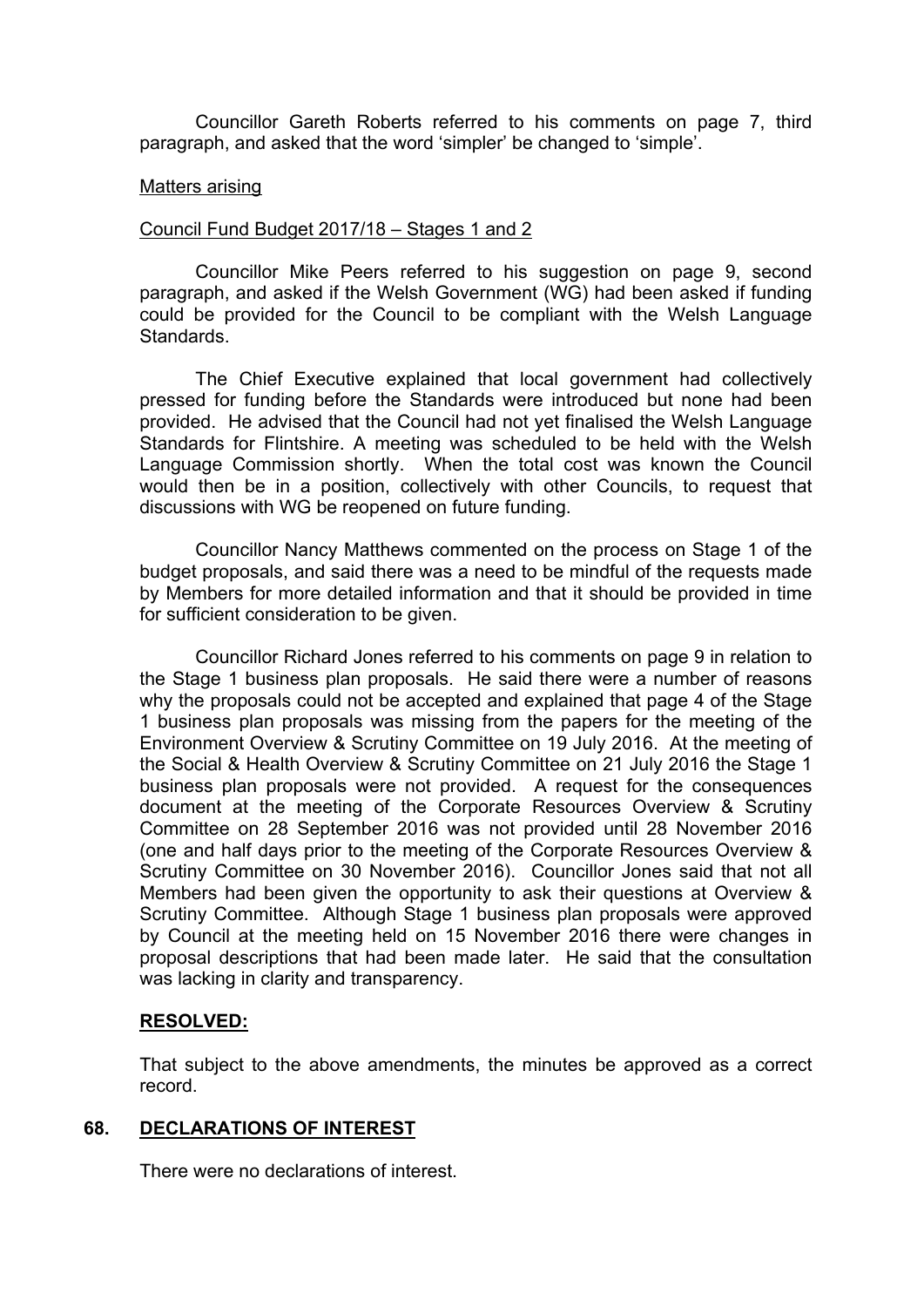Councillor Gareth Roberts referred to his comments on page 7, third paragraph, and asked that the word 'simpler' be changed to 'simple'.

Matters arising

Council Fund Budget 2017/18 – Stages 1 and 2

Councillor Mike Peers referred to his suggestion on page 9, second paragraph, and asked if the Welsh Government (WG) had been asked if funding could be provided for the Council to be compliant with the Welsh Language Standards.

The Chief Executive explained that local government had collectively pressed for funding before the Standards were introduced but none had been provided. He advised that the Council had not yet finalised the Welsh Language Standards for Flintshire. A meeting was scheduled to be held with the Welsh Language Commission shortly. When the total cost was known the Council would then be in a position, collectively with other Councils, to request that discussions with WG be reopened on future funding.

Councillor Nancy Matthews commented on the process on Stage 1 of the budget proposals, and said there was a need to be mindful of the requests made by Members for more detailed information and that it should be provided in time for sufficient consideration to be given.

Councillor Richard Jones referred to his comments on page 9 in relation to the Stage 1 business plan proposals. He said there were a number of reasons why the proposals could not be accepted and explained that page 4 of the Stage 1 business plan proposals was missing from the papers for the meeting of the Environment Overview & Scrutiny Committee on 19 July 2016. At the meeting of the Social & Health Overview & Scrutiny Committee on 21 July 2016 the Stage 1 business plan proposals were not provided. A request for the consequences document at the meeting of the Corporate Resources Overview & Scrutiny Committee on 28 September 2016 was not provided until 28 November 2016 (one and half days prior to the meeting of the Corporate Resources Overview & Scrutiny Committee on 30 November 2016). Councillor Jones said that not all Members had been given the opportunity to ask their questions at Overview & Scrutiny Committee. Although Stage 1 business plan proposals were approved by Council at the meeting held on 15 November 2016 there were changes in proposal descriptions that had been made later. He said that the consultation was lacking in clarity and transparency.

**RESOLVED:**

That subject to the above amendments, the minutes be approved as a correct record.

## 68. DECLARATIONS OF INTEREST

There were no declarations of interest.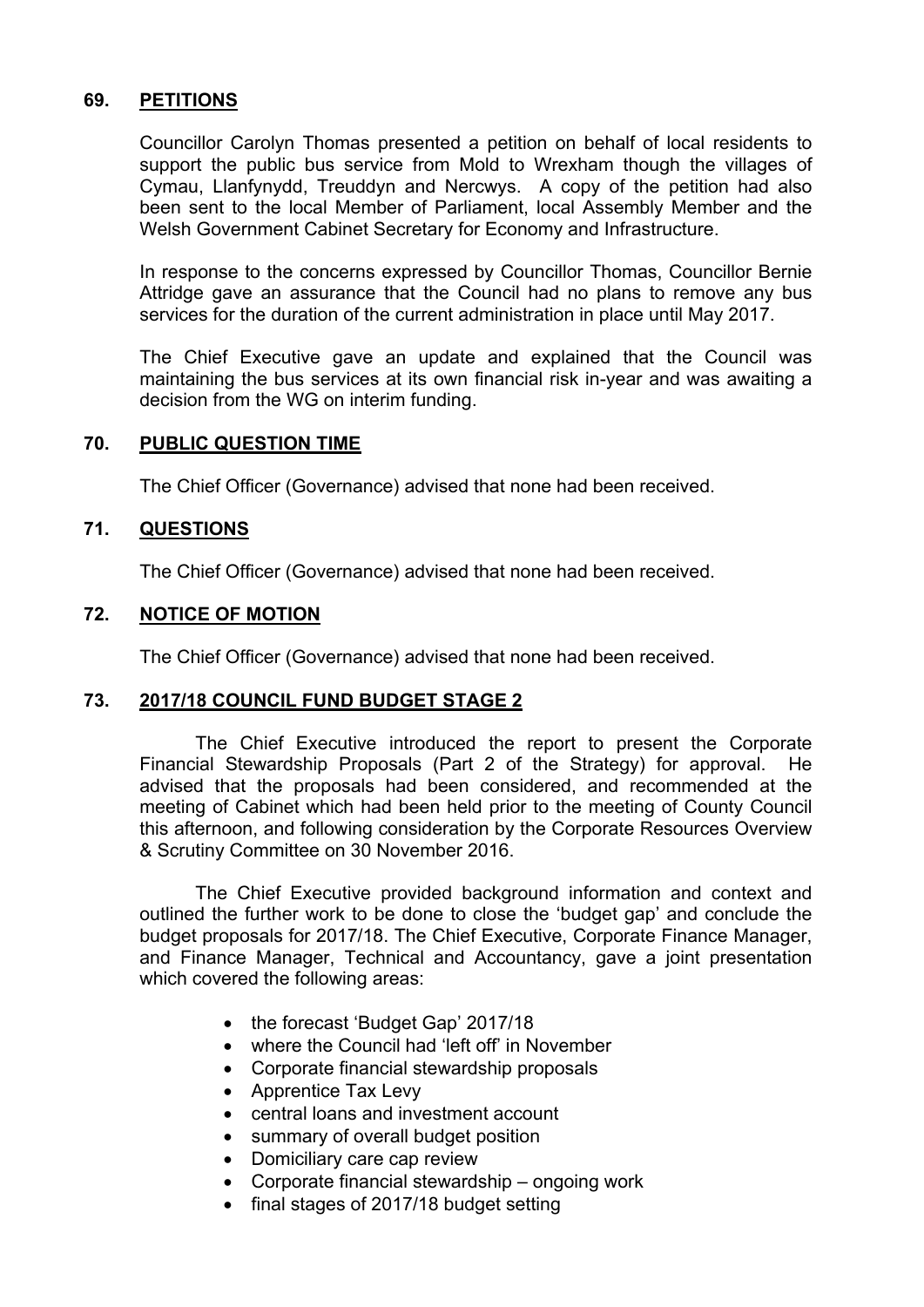## 69. PETITIONS

Councillor Carolyn Thomas presented a petition on behalf of local residents to support the public bus service from Mold to Wrexham though the villages of Cymau, Llanfynydd, Treuddyn and Nercwys. A copy of the petition had also been sent to the local Member of Parliament, local Assembly Member and the Welsh Government Cabinet Secretary for Economy and Infrastructure.

In response to the concerns expressed by Councillor Thomas, Councillor Bernie Attridge gave an assurance that the Council had no plans to remove any bus services for the duration of the current administration in place until May 2017.

The Chief Executive gave an update and explained that the Council was maintaining the bus services at its own financial risk in-year and was awaiting a decision from the WG on interim funding.

## 70. PUBLIC QUESTION TIME

The Chief Officer (Governance) advised that none had been received.

## 71. QUESTIONS

The Chief Officer (Governance) advised that none had been received.

## 72. NOTICE OF MOTION

The Chief Officer (Governance) advised that none had been received.

## 73. 2017/18 COUNCIL FUND BUDGET STAGE 2

The Chief Executive introduced the report to present the Corporate Financial Stewardship Proposals (Part 2 of the Strategy) for approval. He advised that the proposals had been considered, and recommended at the meeting of Cabinet which had been held prior to the meeting of County Council this afternoon, and following consideration by the Corporate Resources Overview & Scrutiny Committee on 30 November 2016.

The Chief Executive provided background information and context and outlined the further work to be done to close the 'budget gap' and conclude the budget proposals for 2017/18. The Chief Executive, Corporate Finance Manager, and Finance Manager, Technical and Accountancy, gave a joint presentation which covered the following areas:

- the forecast 'Budget Gap' 2017/18
- where the Council had 'left off' in November
- Corporate financial stewardship proposals
- Apprentice Tax Levy
- central loans and investment account
- summary of overall budget position
- Domiciliary care cap review
- Corporate financial stewardship – ongoing work
- final stages of 2017/18 budget setting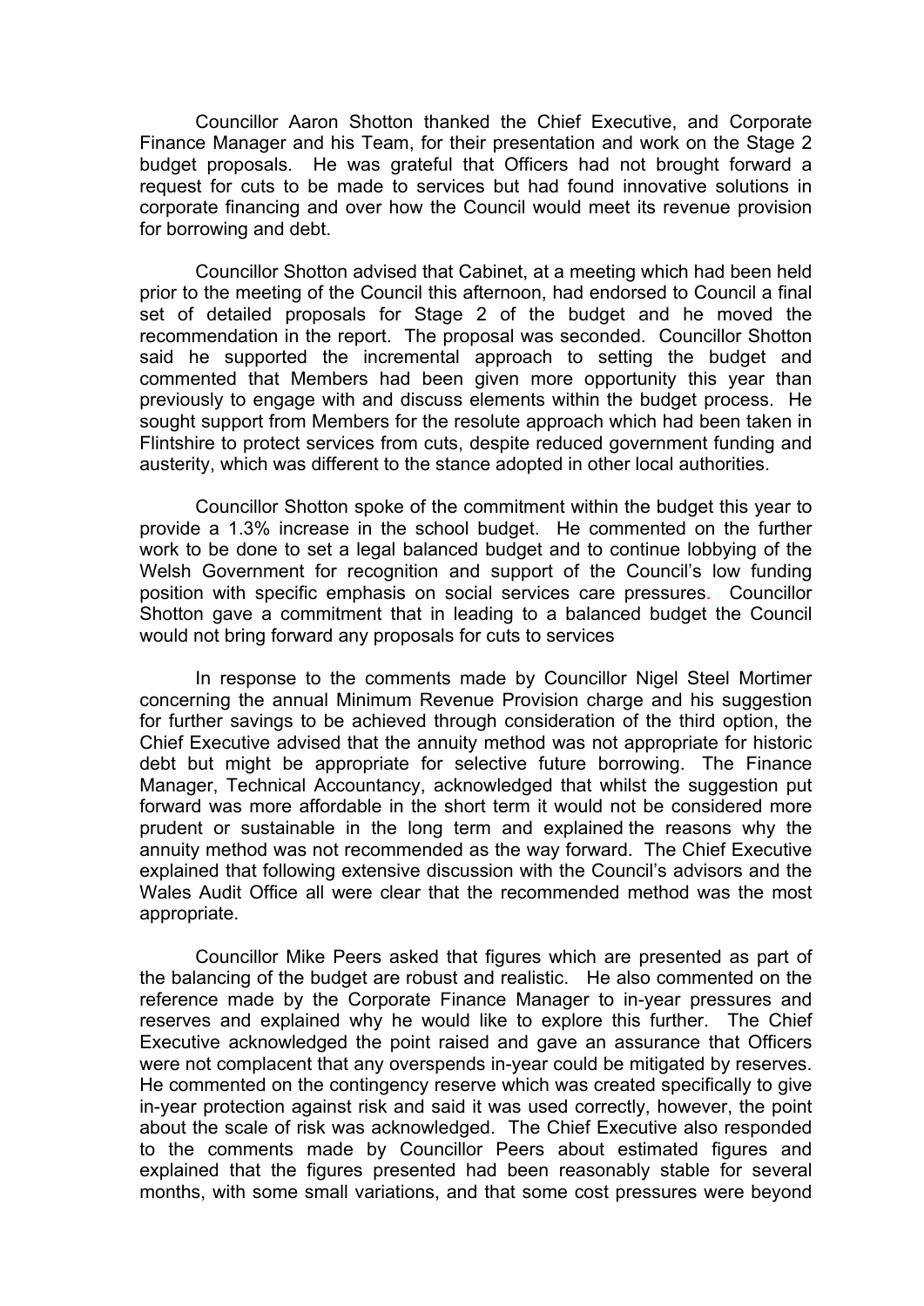Councillor Aaron Shotton thanked the Chief Executive, and Corporate Finance Manager and his Team, for their presentation and work on the Stage 2 budget proposals. He was grateful that Officers had not brought forward a request for cuts to be made to services but had found innovative solutions in corporate financing and over how the Council would meet its revenue provision for borrowing and debt.

Councillor Shotton advised that Cabinet, at a meeting which had been held prior to the meeting of the Council this afternoon, had endorsed to Council a final set of detailed proposals for Stage 2 of the budget and he moved the recommendation in the report. The proposal was seconded. Councillor Shotton said he supported the incremental approach to setting the budget and commented that Members had been given more opportunity this year than previously to engage with and discuss elements within the budget process. He sought support from Members for the resolute approach which had been taken in Flintshire to protect services from cuts, despite reduced government funding and austerity, which was different to the stance adopted in other local authorities.

Councillor Shotton spoke of the commitment within the budget this year to provide a 1.3% increase in the school budget. He commented on the further work to be done to set a legal balanced budget and to continue lobbying of the Welsh Government for recognition and support of the Council's low funding position with specific emphasis on social services care pressures. Councillor Shotton gave a commitment that in leading to a balanced budget the Council would not bring forward any proposals for cuts to services

In response to the comments made by Councillor Nigel Steel Mortimer concerning the annual Minimum Revenue Provision charge and his suggestion for further savings to be achieved through consideration of the third option, the Chief Executive advised that the annuity method was not appropriate for historic debt but might be appropriate for selective future borrowing. The Finance Manager, Technical Accountancy, acknowledged that whilst the suggestion put forward was more affordable in the short term it would not be considered more prudent or sustainable in the long term and explained the reasons why the annuity method was not recommended as the way forward. The Chief Executive explained that following extensive discussion with the Council's advisors and the Wales Audit Office all were clear that the recommended method was the most appropriate.

Councillor Mike Peers asked that figures which are presented as part of the balancing of the budget are robust and realistic. He also commented on the reference made by the Corporate Finance Manager to in-year pressures and reserves and explained why he would like to explore this further. The Chief Executive acknowledged the point raised and gave an assurance that Officers were not complacent that any overspends in-year could be mitigated by reserves. He commented on the contingency reserve which was created specifically to give in-year protection against risk and said it was used correctly, however, the point about the scale of risk was acknowledged. The Chief Executive also responded to the comments made by Councillor Peers about estimated figures and explained that the figures presented had been reasonably stable for several months, with some small variations, and that some cost pressures were beyond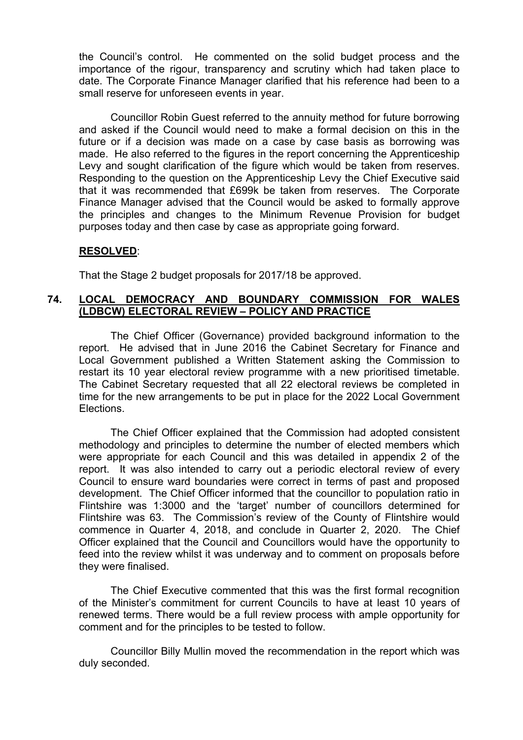the Council's control. He commented on the solid budget process and the importance of the rigour, transparency and scrutiny which had taken place to date. The Corporate Finance Manager clarified that his reference had been to a small reserve for unforeseen events in year.

Councillor Robin Guest referred to the annuity method for future borrowing and asked if the Council would need to make a formal decision on this in the future or if a decision was made on a case by case basis as borrowing was made. He also referred to the figures in the report concerning the Apprenticeship Levy and sought clarification of the figure which would be taken from reserves. Responding to the question on the Apprenticeship Levy the Chief Executive said that it was recommended that £699k be taken from reserves. The Corporate Finance Manager advised that the Council would be asked to formally approve the principles and changes to the Minimum Revenue Provision for budget purposes today and then case by case as appropriate going forward.

**RESOLVED**:

That the Stage 2 budget proposals for 2017/18 be approved.

## 74. LOCAL DEMOCRACY AND BOUNDARY COMMISSION FOR WALES (LDBCW) ELECTORAL REVIEW – POLICY AND PRACTICE

The Chief Officer (Governance) provided background information to the report. He advised that in June 2016 the Cabinet Secretary for Finance and Local Government published a Written Statement asking the Commission to restart its 10 year electoral review programme with a new prioritised timetable. The Cabinet Secretary requested that all 22 electoral reviews be completed in time for the new arrangements to be put in place for the 2022 Local Government Elections.

The Chief Officer explained that the Commission had adopted consistent methodology and principles to determine the number of elected members which were appropriate for each Council and this was detailed in appendix 2 of the report. It was also intended to carry out a periodic electoral review of every Council to ensure ward boundaries were correct in terms of past and proposed development. The Chief Officer informed that the councillor to population ratio in Flintshire was 1:3000 and the 'target' number of councillors determined for Flintshire was 63. The Commission's review of the County of Flintshire would commence in Quarter 4, 2018, and conclude in Quarter 2, 2020. The Chief Officer explained that the Council and Councillors would have the opportunity to feed into the review whilst it was underway and to comment on proposals before they were finalised.

The Chief Executive commented that this was the first formal recognition of the Minister's commitment for current Councils to have at least 10 years of renewed terms. There would be a full review process with ample opportunity for comment and for the principles to be tested to follow.

Councillor Billy Mullin moved the recommendation in the report which was duly seconded.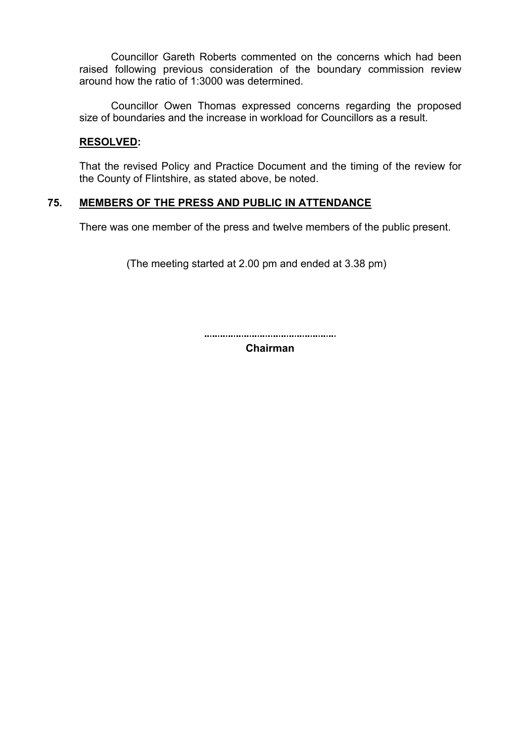Councillor Gareth Roberts commented on the concerns which had been raised following previous consideration of the boundary commission review around how the ratio of 1:3000 was determined.

Councillor Owen Thomas expressed concerns regarding the proposed size of boundaries and the increase in workload for Councillors as a result.

**RESOLVED:**

That the revised Policy and Practice Document and the timing of the review for the County of Flintshire, as stated above, be noted.

## 75. MEMBERS OF THE PRESS AND PUBLIC IN ATTENDANCE

There was one member of the press and twelve members of the public present.

(The meeting started at 2.00 pm and ended at 3.38 pm)

……………………………………………

**Chairman**